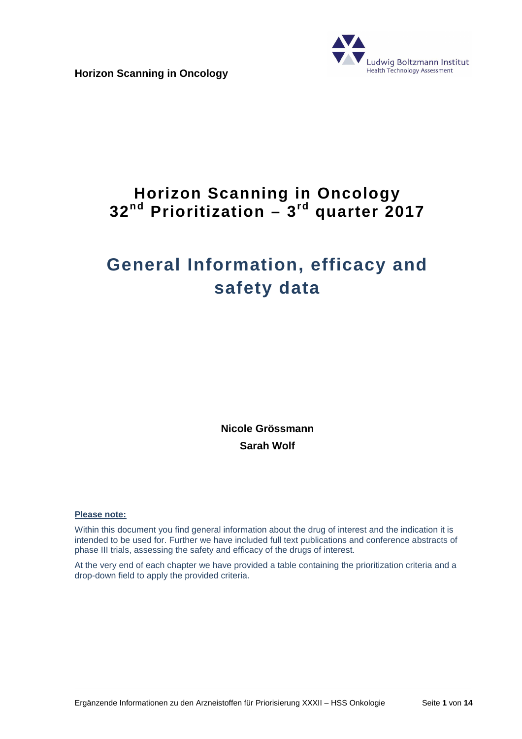**Horizon Scanning in Oncology**

Ludwig Boltzmann Institut
Health Technology Assessment

# Horizon Scanning in Oncology
# 32nd Prioritization – 3rd quarter 2017

# General Information, efficacy and safety data

**Nicole Grössmann**

**Sarah Wolf**

**Please note:**

Within this document you find general information about the drug of interest and the indication it is intended to be used for. Further we have included full text publications and conference abstracts of phase III trials, assessing the safety and efficacy of the drugs of interest.

At the very end of each chapter we have provided a table containing the prioritization criteria and a drop-down field to apply the provided criteria.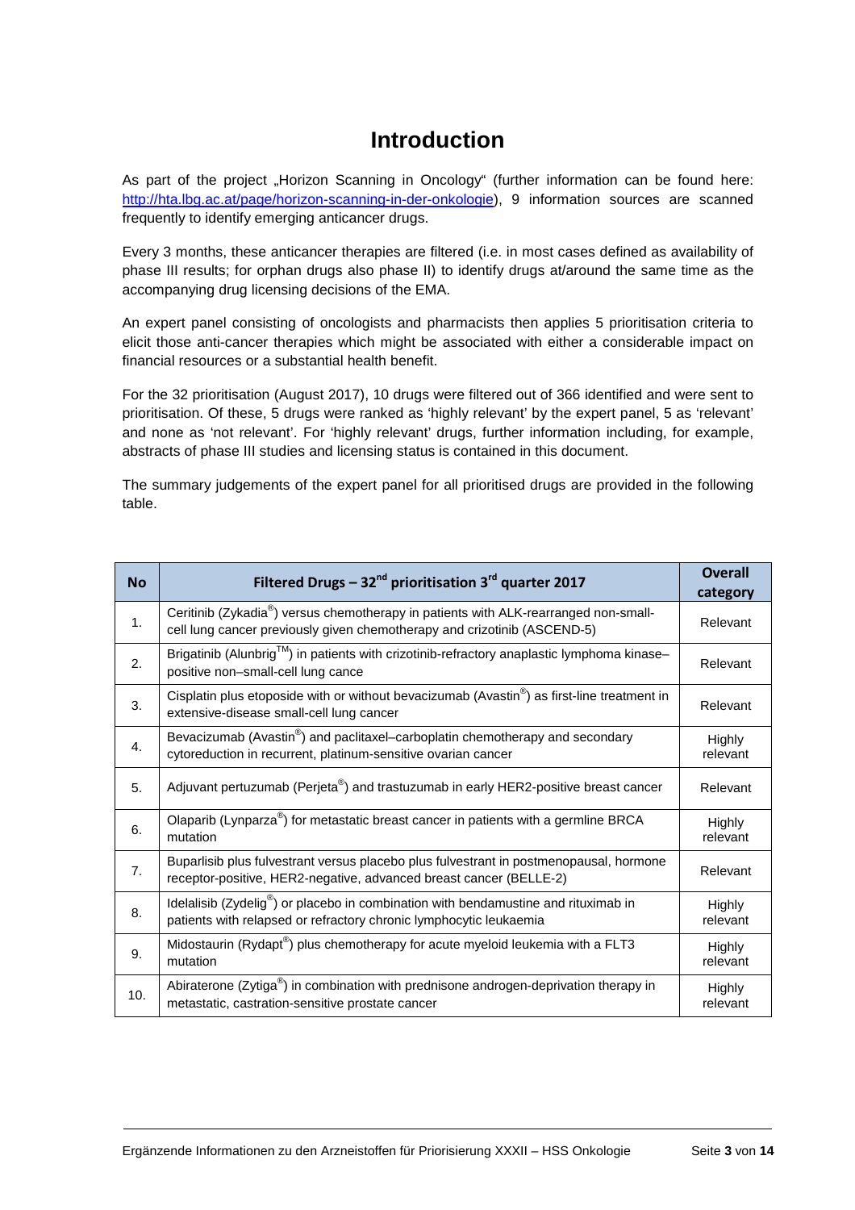# Introduction

As part of the project „Horizon Scanning in Oncology" (further information can be found here: http://hta.lbg.ac.at/page/horizon-scanning-in-der-onkologie), 9 information sources are scanned frequently to identify emerging anticancer drugs.

Every 3 months, these anticancer therapies are filtered (i.e. in most cases defined as availability of phase III results; for orphan drugs also phase II) to identify drugs at/around the same time as the accompanying drug licensing decisions of the EMA.

An expert panel consisting of oncologists and pharmacists then applies 5 prioritisation criteria to elicit those anti-cancer therapies which might be associated with either a considerable impact on financial resources or a substantial health benefit.

For the 32 prioritisation (August 2017), 10 drugs were filtered out of 366 identified and were sent to prioritisation. Of these, 5 drugs were ranked as 'highly relevant' by the expert panel, 5 as 'relevant' and none as 'not relevant'. For 'highly relevant' drugs, further information including, for example, abstracts of phase III studies and licensing status is contained in this document.

The summary judgements of the expert panel for all prioritised drugs are provided in the following table.

| No | Filtered Drugs – 32nd prioritisation 3rd quarter 2017 | Overall category |
|---|---|---|
| 1. | Ceritinib (Zykadia®) versus chemotherapy in patients with ALK-rearranged non-small-cell lung cancer previously given chemotherapy and crizotinib (ASCEND-5) | Relevant |
| 2. | Brigatinib (Alunbrig™) in patients with crizotinib-refractory anaplastic lymphoma kinase–positive non–small-cell lung cance | Relevant |
| 3. | Cisplatin plus etoposide with or without bevacizumab (Avastin®) as first-line treatment in extensive-disease small-cell lung cancer | Relevant |
| 4. | Bevacizumab (Avastin®) and paclitaxel–carboplatin chemotherapy and secondary cytoreduction in recurrent, platinum-sensitive ovarian cancer | Highly relevant |
| 5. | Adjuvant pertuzumab (Perjeta®) and trastuzumab in early HER2-positive breast cancer | Relevant |
| 6. | Olaparib (Lynparza®) for metastatic breast cancer in patients with a germline BRCA mutation | Highly relevant |
| 7. | Buparlisib plus fulvestrant versus placebo plus fulvestrant in postmenopausal, hormone receptor-positive, HER2-negative, advanced breast cancer (BELLE-2) | Relevant |
| 8. | Idelalisib (Zydelig®) or placebo in combination with bendamustine and rituximab in patients with relapsed or refractory chronic lymphocytic leukaemia | Highly relevant |
| 9. | Midostaurin (Rydapt®) plus chemotherapy for acute myeloid leukemia with a FLT3 mutation | Highly relevant |
| 10. | Abiraterone (Zytiga®) in combination with prednisone androgen-deprivation therapy in metastatic, castration-sensitive prostate cancer | Highly relevant |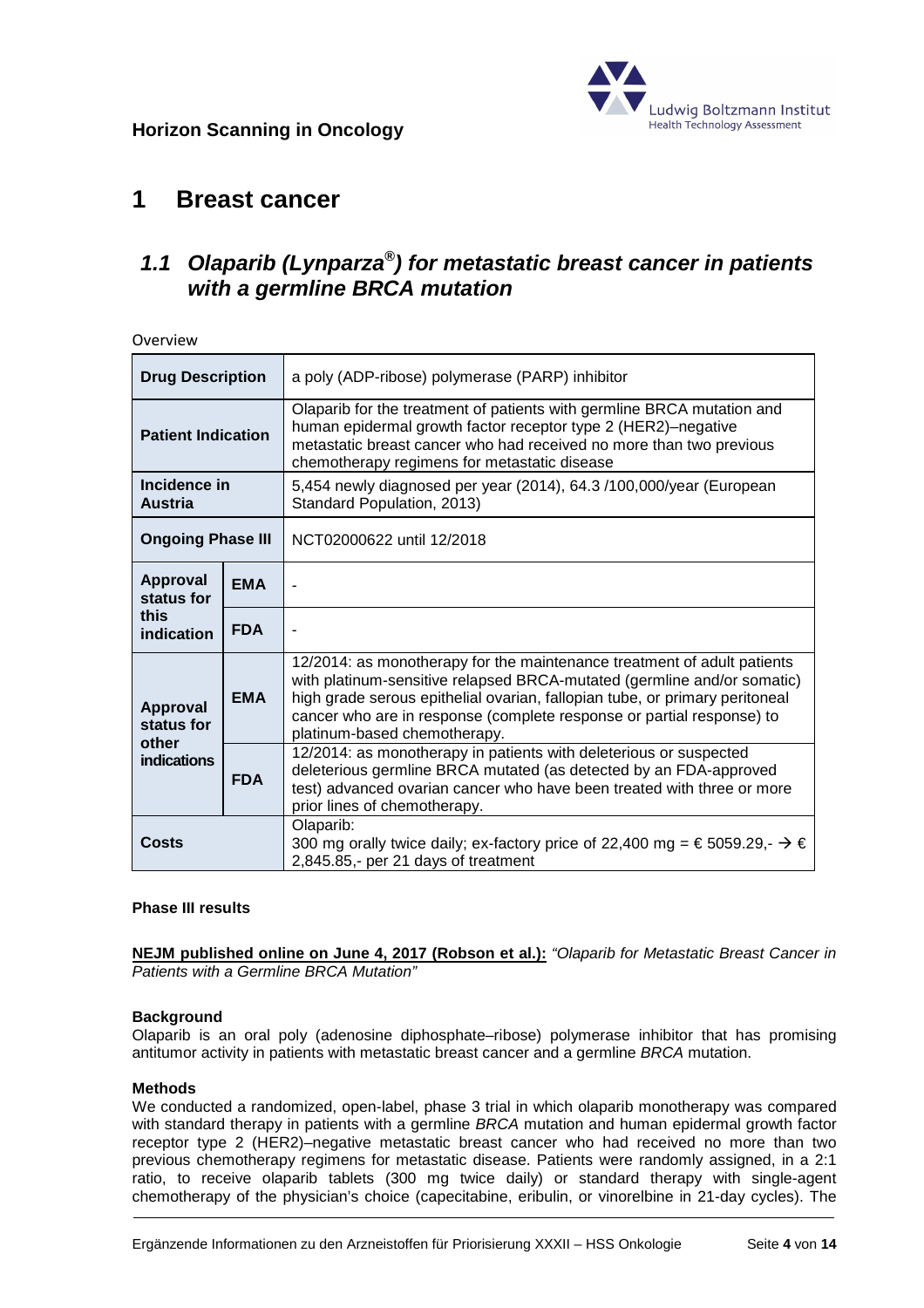# 1 Breast cancer

## 1.1 Olaparib (Lynparza®) for metastatic breast cancer in patients with a germline BRCA mutation

Overview

| | | |
|---|---|---|
| **Drug Description** | | a poly (ADP-ribose) polymerase (PARP) inhibitor |
| **Patient Indication** | | Olaparib for the treatment of patients with germline BRCA mutation and human epidermal growth factor receptor type 2 (HER2)–negative metastatic breast cancer who had received no more than two previous chemotherapy regimens for metastatic disease |
| **Incidence in Austria** | | 5,454 newly diagnosed per year (2014), 64.3 /100,000/year (European Standard Population, 2013) |
| **Ongoing Phase III** | | NCT02000622 until 12/2018 |
| **Approval status for this indication** | **EMA** | - |
| | **FDA** | - |
| **Approval status for other indications** | **EMA** | 12/2014: as monotherapy for the maintenance treatment of adult patients with platinum-sensitive relapsed BRCA-mutated (germline and/or somatic) high grade serous epithelial ovarian, fallopian tube, or primary peritoneal cancer who are in response (complete response or partial response) to platinum-based chemotherapy. |
| | **FDA** | 12/2014: as monotherapy in patients with deleterious or suspected deleterious germline BRCA mutated (as detected by an FDA-approved test) advanced ovarian cancer who have been treated with three or more prior lines of chemotherapy. |
| **Costs** | | Olaparib: 300 mg orally twice daily; ex-factory price of 22,400 mg = € 5059.29,- → € 2,845.85,- per 21 days of treatment |

**Phase III results**

**NEJM published online on June 4, 2017 (Robson et al.):** *"Olaparib for Metastatic Breast Cancer in Patients with a Germline BRCA Mutation"*

**Background**

Olaparib is an oral poly (adenosine diphosphate–ribose) polymerase inhibitor that has promising antitumor activity in patients with metastatic breast cancer and a germline *BRCA* mutation.

**Methods**

We conducted a randomized, open-label, phase 3 trial in which olaparib monotherapy was compared with standard therapy in patients with a germline *BRCA* mutation and human epidermal growth factor receptor type 2 (HER2)–negative metastatic breast cancer who had received no more than two previous chemotherapy regimens for metastatic disease. Patients were randomly assigned, in a 2:1 ratio, to receive olaparib tablets (300 mg twice daily) or standard therapy with single-agent chemotherapy of the physician's choice (capecitabine, eribulin, or vinorelbine in 21-day cycles). The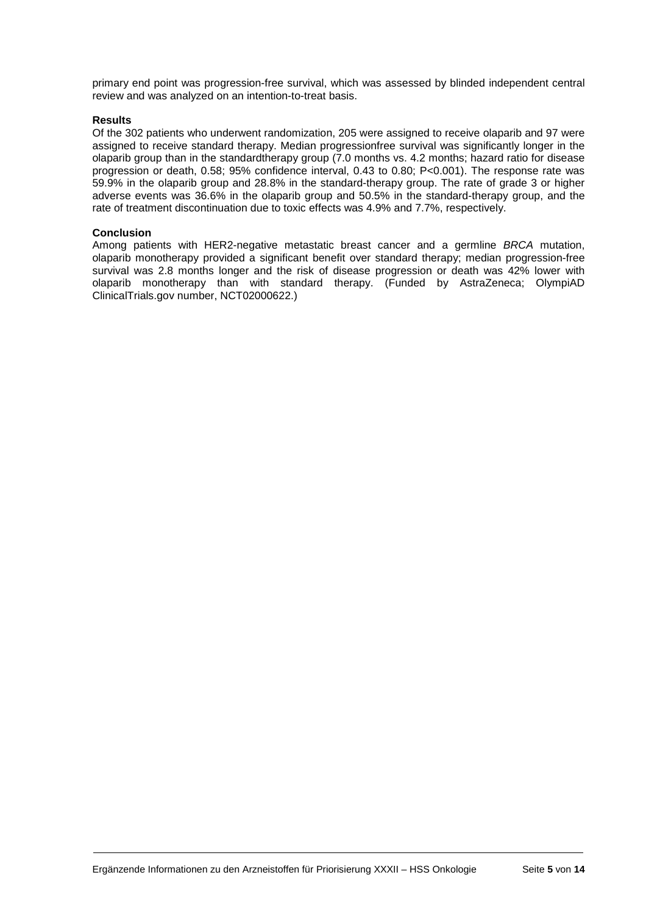primary end point was progression-free survival, which was assessed by blinded independent central review and was analyzed on an intention-to-treat basis.

**Results**

Of the 302 patients who underwent randomization, 205 were assigned to receive olaparib and 97 were assigned to receive standard therapy. Median progressionfree survival was significantly longer in the olaparib group than in the standardtherapy group (7.0 months vs. 4.2 months; hazard ratio for disease progression or death, 0.58; 95% confidence interval, 0.43 to 0.80; P<0.001). The response rate was 59.9% in the olaparib group and 28.8% in the standard-therapy group. The rate of grade 3 or higher adverse events was 36.6% in the olaparib group and 50.5% in the standard-therapy group, and the rate of treatment discontinuation due to toxic effects was 4.9% and 7.7%, respectively.

**Conclusion**

Among patients with HER2-negative metastatic breast cancer and a germline *BRCA* mutation, olaparib monotherapy provided a significant benefit over standard therapy; median progression-free survival was 2.8 months longer and the risk of disease progression or death was 42% lower with olaparib monotherapy than with standard therapy. (Funded by AstraZeneca; OlympiAD ClinicalTrials.gov number, NCT02000622.)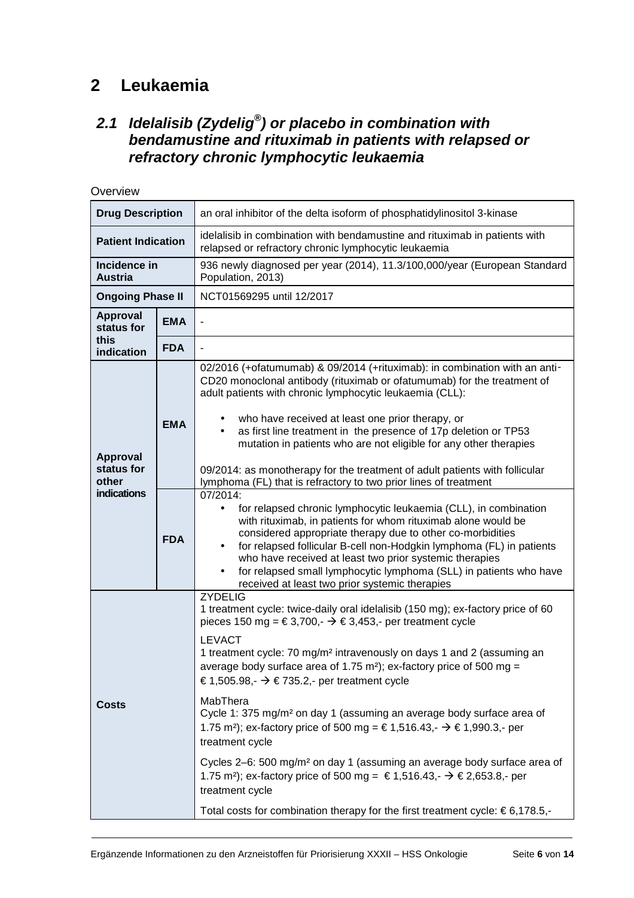# 2 Leukaemia

## 2.1 Idelalisib (Zydelig®) or placebo in combination with bendamustine and rituximab in patients with relapsed or refractory chronic lymphocytic leukaemia

Overview

| **Drug Description** | | an oral inhibitor of the delta isoform of phosphatidylinositol 3-kinase |
|---|---|---|
| **Patient Indication** | | idelalisib in combination with bendamustine and rituximab in patients with relapsed or refractory chronic lymphocytic leukaemia |
| **Incidence in Austria** | | 936 newly diagnosed per year (2014), 11.3/100,000/year (European Standard Population, 2013) |
| **Ongoing Phase II** | | NCT01569295 until 12/2017 |
| **Approval status for this indication** | **EMA** | - |
| | **FDA** | - |
| **Approval status for other indications** | **EMA** | 02/2016 (+ofatumumab) & 09/2014 (+rituximab): in combination with an anti-CD20 monoclonal antibody (rituximab or ofatumumab) for the treatment of adult patients with chronic lymphocytic leukaemia (CLL):<br>• who have received at least one prior therapy, or<br>• as first line treatment in the presence of 17p deletion or TP53 mutation in patients who are not eligible for any other therapies<br><br>09/2014: as monotherapy for the treatment of adult patients with follicular lymphoma (FL) that is refractory to two prior lines of treatment |
| | **FDA** | 07/2014:<br>• for relapsed chronic lymphocytic leukaemia (CLL), in combination with rituximab, in patients for whom rituximab alone would be considered appropriate therapy due to other co-morbidities<br>• for relapsed follicular B-cell non-Hodgkin lymphoma (FL) in patients who have received at least two prior systemic therapies<br>• for relapsed small lymphocytic lymphoma (SLL) in patients who have received at least two prior systemic therapies |
| **Costs** | | ZYDELIG<br>1 treatment cycle: twice-daily oral idelalisib (150 mg); ex-factory price of 60 pieces 150 mg = € 3,700,- → € 3,453,- per treatment cycle<br><br>LEVACT<br>1 treatment cycle: 70 mg/m² intravenously on days 1 and 2 (assuming an average body surface area of 1.75 m²); ex-factory price of 500 mg = € 1,505.98,- → € 735.2,- per treatment cycle<br><br>MabThera<br>Cycle 1: 375 mg/m² on day 1 (assuming an average body surface area of 1.75 m²); ex-factory price of 500 mg = € 1,516.43,- → € 1,990.3,- per treatment cycle<br><br>Cycles 2–6: 500 mg/m² on day 1 (assuming an average body surface area of 1.75 m²); ex-factory price of 500 mg = € 1,516.43,- → € 2,653.8,- per treatment cycle<br><br>Total costs for combination therapy for the first treatment cycle: € 6,178.5,- |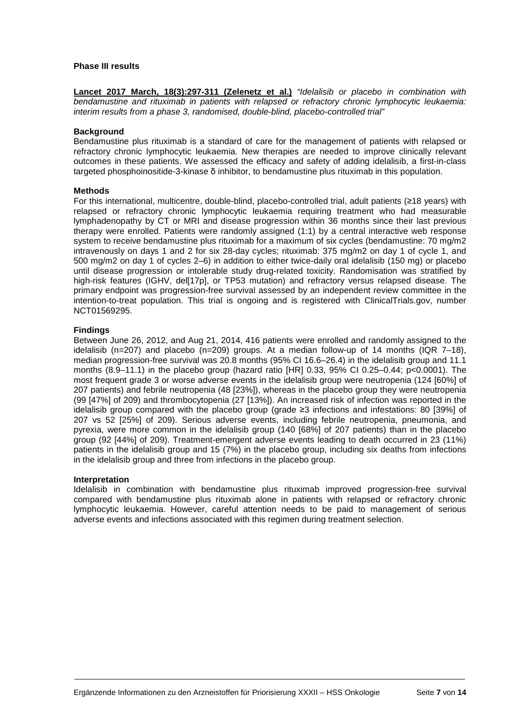**Phase III results**

**Lancet 2017 March, 18(3):297-311 (Zelenetz et al.)** *"Idelalisib or placebo in combination with bendamustine and rituximab in patients with relapsed or refractory chronic lymphocytic leukaemia: interim results from a phase 3, randomised, double-blind, placebo-controlled trial"*

**Background**

Bendamustine plus rituximab is a standard of care for the management of patients with relapsed or refractory chronic lymphocytic leukaemia. New therapies are needed to improve clinically relevant outcomes in these patients. We assessed the efficacy and safety of adding idelalisib, a first-in-class targeted phosphoinositide-3-kinase δ inhibitor, to bendamustine plus rituximab in this population.

**Methods**

For this international, multicentre, double-blind, placebo-controlled trial, adult patients (≥18 years) with relapsed or refractory chronic lymphocytic leukaemia requiring treatment who had measurable lymphadenopathy by CT or MRI and disease progression within 36 months since their last previous therapy were enrolled. Patients were randomly assigned (1:1) by a central interactive web response system to receive bendamustine plus rituximab for a maximum of six cycles (bendamustine: 70 mg/m2 intravenously on days 1 and 2 for six 28-day cycles; rituximab: 375 mg/m2 on day 1 of cycle 1, and 500 mg/m2 on day 1 of cycles 2–6) in addition to either twice-daily oral idelalisib (150 mg) or placebo until disease progression or intolerable study drug-related toxicity. Randomisation was stratified by high-risk features (IGHV, del[17p], or TP53 mutation) and refractory versus relapsed disease. The primary endpoint was progression-free survival assessed by an independent review committee in the intention-to-treat population. This trial is ongoing and is registered with ClinicalTrials.gov, number NCT01569295.

**Findings**

Between June 26, 2012, and Aug 21, 2014, 416 patients were enrolled and randomly assigned to the idelalisib (n=207) and placebo (n=209) groups. At a median follow-up of 14 months (IQR 7–18), median progression-free survival was 20.8 months (95% CI 16.6–26.4) in the idelalisib group and 11.1 months (8.9–11.1) in the placebo group (hazard ratio [HR] 0.33, 95% CI 0.25–0.44; p<0.0001). The most frequent grade 3 or worse adverse events in the idelalisib group were neutropenia (124 [60%] of 207 patients) and febrile neutropenia (48 [23%]), whereas in the placebo group they were neutropenia (99 [47%] of 209) and thrombocytopenia (27 [13%]). An increased risk of infection was reported in the idelalisib group compared with the placebo group (grade ≥3 infections and infestations: 80 [39%] of 207 vs 52 [25%] of 209). Serious adverse events, including febrile neutropenia, pneumonia, and pyrexia, were more common in the idelalisib group (140 [68%] of 207 patients) than in the placebo group (92 [44%] of 209). Treatment-emergent adverse events leading to death occurred in 23 (11%) patients in the idelalisib group and 15 (7%) in the placebo group, including six deaths from infections in the idelalisib group and three from infections in the placebo group.

**Interpretation**

Idelalisib in combination with bendamustine plus rituximab improved progression-free survival compared with bendamustine plus rituximab alone in patients with relapsed or refractory chronic lymphocytic leukaemia. However, careful attention needs to be paid to management of serious adverse events and infections associated with this regimen during treatment selection.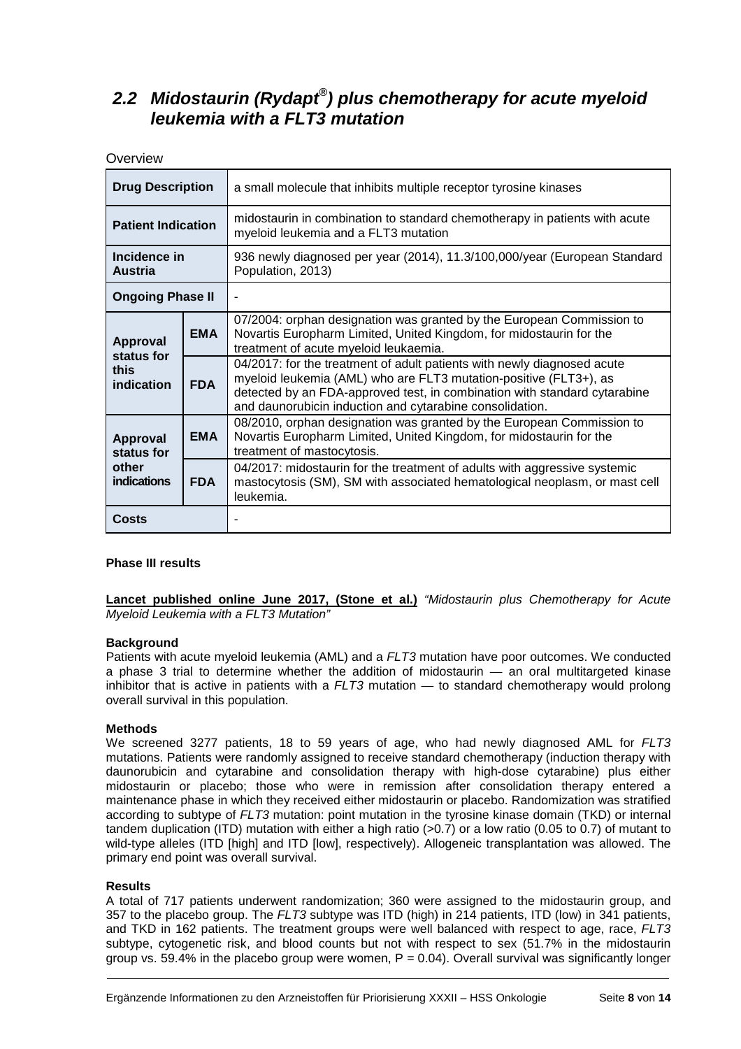## 2.2 *Midostaurin (Rydapt®) plus chemotherapy for acute myeloid leukemia with a FLT3 mutation*

Overview

| **Drug Description** | | a small molecule that inhibits multiple receptor tyrosine kinases |
|---|---|---|
| **Patient Indication** | | midostaurin in combination to standard chemotherapy in patients with acute myeloid leukemia and a FLT3 mutation |
| **Incidence in Austria** | | 936 newly diagnosed per year (2014), 11.3/100,000/year (European Standard Population, 2013) |
| **Ongoing Phase II** | | - |
| **Approval status for this indication** | **EMA** | 07/2004: orphan designation was granted by the European Commission to Novartis Europharm Limited, United Kingdom, for midostaurin for the treatment of acute myeloid leukaemia. |
| | **FDA** | 04/2017: for the treatment of adult patients with newly diagnosed acute myeloid leukemia (AML) who are FLT3 mutation-positive (FLT3+), as detected by an FDA-approved test, in combination with standard cytarabine and daunorubicin induction and cytarabine consolidation. |
| **Approval status for other indications** | **EMA** | 08/2010, orphan designation was granted by the European Commission to Novartis Europharm Limited, United Kingdom, for midostaurin for the treatment of mastocytosis. |
| | **FDA** | 04/2017: midostaurin for the treatment of adults with aggressive systemic mastocytosis (SM), SM with associated hematological neoplasm, or mast cell leukemia. |
| **Costs** | | - |

**Phase III results**

**Lancet published online June 2017, (Stone et al.)** *"Midostaurin plus Chemotherapy for Acute Myeloid Leukemia with a FLT3 Mutation"*

**Background**

Patients with acute myeloid leukemia (AML) and a *FLT3* mutation have poor outcomes. We conducted a phase 3 trial to determine whether the addition of midostaurin — an oral multitargeted kinase inhibitor that is active in patients with a *FLT3* mutation — to standard chemotherapy would prolong overall survival in this population.

**Methods**

We screened 3277 patients, 18 to 59 years of age, who had newly diagnosed AML for *FLT3* mutations. Patients were randomly assigned to receive standard chemotherapy (induction therapy with daunorubicin and cytarabine and consolidation therapy with high-dose cytarabine) plus either midostaurin or placebo; those who were in remission after consolidation therapy entered a maintenance phase in which they received either midostaurin or placebo. Randomization was stratified according to subtype of *FLT3* mutation: point mutation in the tyrosine kinase domain (TKD) or internal tandem duplication (ITD) mutation with either a high ratio (>0.7) or a low ratio (0.05 to 0.7) of mutant to wild-type alleles (ITD [high] and ITD [low], respectively). Allogeneic transplantation was allowed. The primary end point was overall survival.

**Results**

A total of 717 patients underwent randomization; 360 were assigned to the midostaurin group, and 357 to the placebo group. The *FLT3* subtype was ITD (high) in 214 patients, ITD (low) in 341 patients, and TKD in 162 patients. The treatment groups were well balanced with respect to age, race, *FLT3* subtype, cytogenetic risk, and blood counts but not with respect to sex (51.7% in the midostaurin group vs. 59.4% in the placebo group were women, $P = 0.04$). Overall survival was significantly longer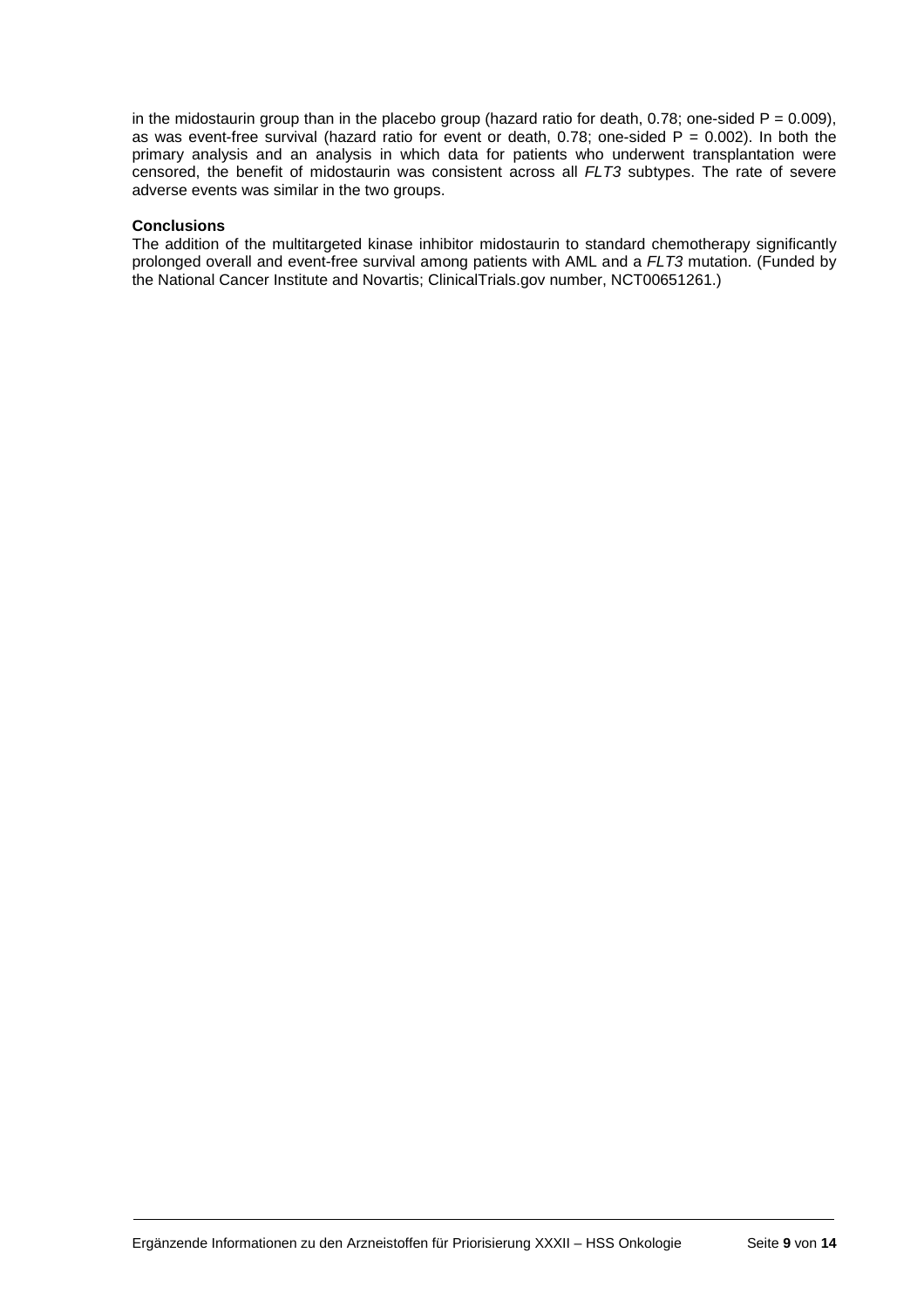in the midostaurin group than in the placebo group (hazard ratio for death, 0.78; one-sided $P = 0.009$), as was event-free survival (hazard ratio for event or death, 0.78; one-sided $P = 0.002$). In both the primary analysis and an analysis in which data for patients who underwent transplantation were censored, the benefit of midostaurin was consistent across all *FLT3* subtypes. The rate of severe adverse events was similar in the two groups.

**Conclusions**

The addition of the multitargeted kinase inhibitor midostaurin to standard chemotherapy significantly prolonged overall and event-free survival among patients with AML and a *FLT3* mutation. (Funded by the National Cancer Institute and Novartis; ClinicalTrials.gov number, NCT00651261.)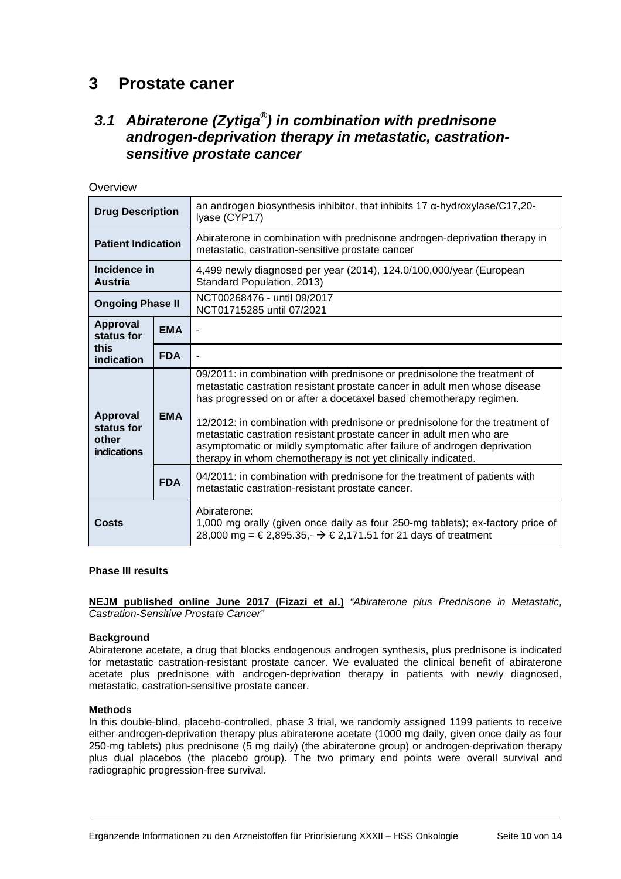# 3 Prostate caner

## 3.1 *Abiraterone (Zytiga®) in combination with prednisone androgen-deprivation therapy in metastatic, castration-sensitive prostate cancer*

Overview

| | | |
|---|---|---|
| **Drug Description** | | an androgen biosynthesis inhibitor, that inhibits 17 α-hydroxylase/C17,20-lyase (CYP17) |
| **Patient Indication** | | Abiraterone in combination with prednisone androgen-deprivation therapy in metastatic, castration-sensitive prostate cancer |
| **Incidence in Austria** | | 4,499 newly diagnosed per year (2014), 124.0/100,000/year (European Standard Population, 2013) |
| **Ongoing Phase II** | | NCT00268476 - until 09/2017<br>NCT01715285 until 07/2021 |
| **Approval status for this indication** | **EMA** | - |
| | **FDA** | - |
| **Approval status for other indications** | **EMA** | 09/2011: in combination with prednisone or prednisolone the treatment of metastatic castration resistant prostate cancer in adult men whose disease has progressed on or after a docetaxel based chemotherapy regimen.<br><br>12/2012: in combination with prednisone or prednisolone for the treatment of metastatic castration resistant prostate cancer in adult men who are asymptomatic or mildly symptomatic after failure of androgen deprivation therapy in whom chemotherapy is not yet clinically indicated. |
| | **FDA** | 04/2011: in combination with prednisone for the treatment of patients with metastatic castration-resistant prostate cancer. |
| **Costs** | | Abiraterone:<br>1,000 mg orally (given once daily as four 250-mg tablets); ex-factory price of 28,000 mg = € 2,895.35,- → € 2,171.51 for 21 days of treatment |

**Phase III results**

**NEJM published online June 2017 (Fizazi et al.)** *"Abiraterone plus Prednisone in Metastatic, Castration-Sensitive Prostate Cancer"*

**Background**
Abiraterone acetate, a drug that blocks endogenous androgen synthesis, plus prednisone is indicated for metastatic castration-resistant prostate cancer. We evaluated the clinical benefit of abiraterone acetate plus prednisone with androgen-deprivation therapy in patients with newly diagnosed, metastatic, castration-sensitive prostate cancer.

**Methods**
In this double-blind, placebo-controlled, phase 3 trial, we randomly assigned 1199 patients to receive either androgen-deprivation therapy plus abiraterone acetate (1000 mg daily, given once daily as four 250-mg tablets) plus prednisone (5 mg daily) (the abiraterone group) or androgen-deprivation therapy plus dual placebos (the placebo group). The two primary end points were overall survival and radiographic progression-free survival.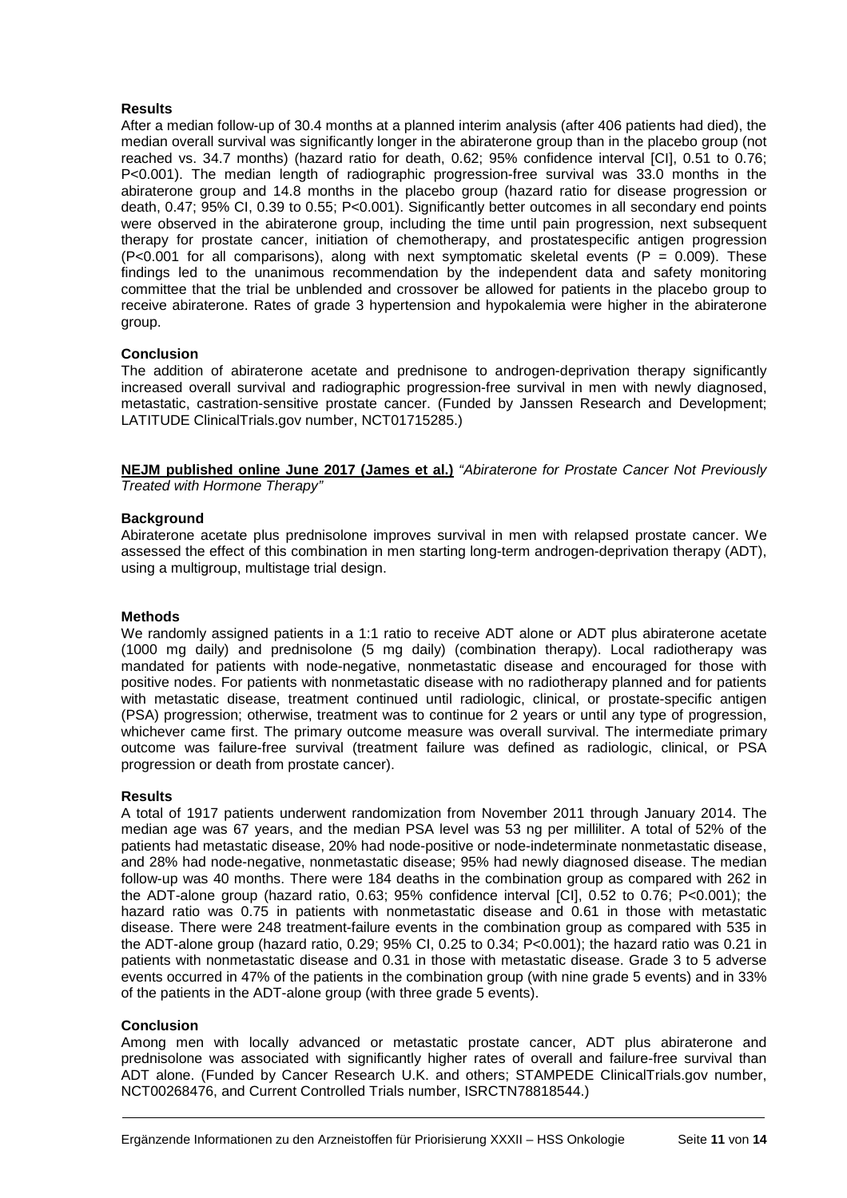**Results**

After a median follow-up of 30.4 months at a planned interim analysis (after 406 patients had died), the median overall survival was significantly longer in the abiraterone group than in the placebo group (not reached vs. 34.7 months) (hazard ratio for death, 0.62; 95% confidence interval [CI], 0.51 to 0.76; P<0.001). The median length of radiographic progression-free survival was 33.0 months in the abiraterone group and 14.8 months in the placebo group (hazard ratio for disease progression or death, 0.47; 95% CI, 0.39 to 0.55; P<0.001). Significantly better outcomes in all secondary end points were observed in the abiraterone group, including the time until pain progression, next subsequent therapy for prostate cancer, initiation of chemotherapy, and prostatespecific antigen progression (P<0.001 for all comparisons), along with next symptomatic skeletal events (P = 0.009). These findings led to the unanimous recommendation by the independent data and safety monitoring committee that the trial be unblended and crossover be allowed for patients in the placebo group to receive abiraterone. Rates of grade 3 hypertension and hypokalemia were higher in the abiraterone group.

**Conclusion**

The addition of abiraterone acetate and prednisone to androgen-deprivation therapy significantly increased overall survival and radiographic progression-free survival in men with newly diagnosed, metastatic, castration-sensitive prostate cancer. (Funded by Janssen Research and Development; LATITUDE ClinicalTrials.gov number, NCT01715285.)

**NEJM published online June 2017 (James et al.)** *"Abiraterone for Prostate Cancer Not Previously Treated with Hormone Therapy"*

**Background**

Abiraterone acetate plus prednisolone improves survival in men with relapsed prostate cancer. We assessed the effect of this combination in men starting long-term androgen-deprivation therapy (ADT), using a multigroup, multistage trial design.

**Methods**

We randomly assigned patients in a 1:1 ratio to receive ADT alone or ADT plus abiraterone acetate (1000 mg daily) and prednisolone (5 mg daily) (combination therapy). Local radiotherapy was mandated for patients with node-negative, nonmetastatic disease and encouraged for those with positive nodes. For patients with nonmetastatic disease with no radiotherapy planned and for patients with metastatic disease, treatment continued until radiologic, clinical, or prostate-specific antigen (PSA) progression; otherwise, treatment was to continue for 2 years or until any type of progression, whichever came first. The primary outcome measure was overall survival. The intermediate primary outcome was failure-free survival (treatment failure was defined as radiologic, clinical, or PSA progression or death from prostate cancer).

**Results**

A total of 1917 patients underwent randomization from November 2011 through January 2014. The median age was 67 years, and the median PSA level was 53 ng per milliliter. A total of 52% of the patients had metastatic disease, 20% had node-positive or node-indeterminate nonmetastatic disease, and 28% had node-negative, nonmetastatic disease; 95% had newly diagnosed disease. The median follow-up was 40 months. There were 184 deaths in the combination group as compared with 262 in the ADT-alone group (hazard ratio, 0.63; 95% confidence interval [CI], 0.52 to 0.76; P<0.001); the hazard ratio was 0.75 in patients with nonmetastatic disease and 0.61 in those with metastatic disease. There were 248 treatment-failure events in the combination group as compared with 535 in the ADT-alone group (hazard ratio, 0.29; 95% CI, 0.25 to 0.34; P<0.001); the hazard ratio was 0.21 in patients with nonmetastatic disease and 0.31 in those with metastatic disease. Grade 3 to 5 adverse events occurred in 47% of the patients in the combination group (with nine grade 5 events) and in 33% of the patients in the ADT-alone group (with three grade 5 events).

**Conclusion**

Among men with locally advanced or metastatic prostate cancer, ADT plus abiraterone and prednisolone was associated with significantly higher rates of overall and failure-free survival than ADT alone. (Funded by Cancer Research U.K. and others; STAMPEDE ClinicalTrials.gov number, NCT00268476, and Current Controlled Trials number, ISRCTN78818544.)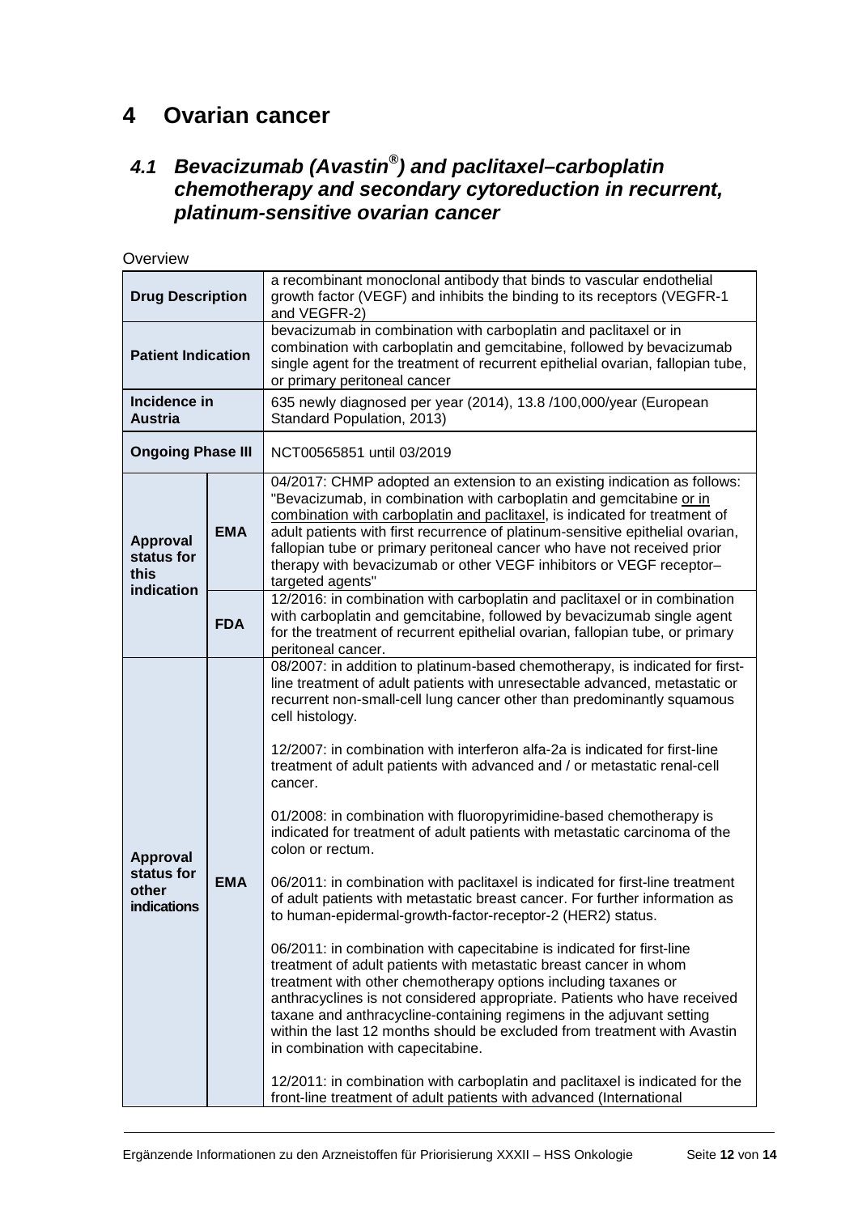# 4 Ovarian cancer

## *4.1 Bevacizumab (Avastin®) and paclitaxel–carboplatin chemotherapy and secondary cytoreduction in recurrent, platinum-sensitive ovarian cancer*

Overview

| | | |
|---|---|---|
| **Drug Description** | | a recombinant monoclonal antibody that binds to vascular endothelial growth factor (VEGF) and inhibits the binding to its receptors (VEGFR-1 and VEGFR-2) |
| **Patient Indication** | | bevacizumab in combination with carboplatin and paclitaxel or in combination with carboplatin and gemcitabine, followed by bevacizumab single agent for the treatment of recurrent epithelial ovarian, fallopian tube, or primary peritoneal cancer |
| **Incidence in Austria** | | 635 newly diagnosed per year (2014), 13.8 /100,000/year (European Standard Population, 2013) |
| **Ongoing Phase III** | | NCT00565851 until 03/2019 |
| **Approval status for this indication** | **EMA** | 04/2017: CHMP adopted an extension to an existing indication as follows: "Bevacizumab, in combination with carboplatin and gemcitabine or in combination with carboplatin and paclitaxel, is indicated for treatment of adult patients with first recurrence of platinum-sensitive epithelial ovarian, fallopian tube or primary peritoneal cancer who have not received prior therapy with bevacizumab or other VEGF inhibitors or VEGF receptor–targeted agents" |
| | **FDA** | 12/2016: in combination with carboplatin and paclitaxel or in combination with carboplatin and gemcitabine, followed by bevacizumab single agent for the treatment of recurrent epithelial ovarian, fallopian tube, or primary peritoneal cancer. |
| **Approval status for other indications** | **EMA** | 08/2007: in addition to platinum-based chemotherapy, is indicated for first-line treatment of adult patients with unresectable advanced, metastatic or recurrent non-small-cell lung cancer other than predominantly squamous cell histology.<br><br>12/2007: in combination with interferon alfa-2a is indicated for first-line treatment of adult patients with advanced and / or metastatic renal-cell cancer.<br><br>01/2008: in combination with fluoropyrimidine-based chemotherapy is indicated for treatment of adult patients with metastatic carcinoma of the colon or rectum.<br><br>06/2011: in combination with paclitaxel is indicated for first-line treatment of adult patients with metastatic breast cancer. For further information as to human-epidermal-growth-factor-receptor-2 (HER2) status.<br><br>06/2011: in combination with capecitabine is indicated for first-line treatment of adult patients with metastatic breast cancer in whom treatment with other chemotherapy options including taxanes or anthracyclines is not considered appropriate. Patients who have received taxane and anthracycline-containing regimens in the adjuvant setting within the last 12 months should be excluded from treatment with Avastin in combination with capecitabine.<br><br>12/2011: in combination with carboplatin and paclitaxel is indicated for the front-line treatment of adult patients with advanced (International |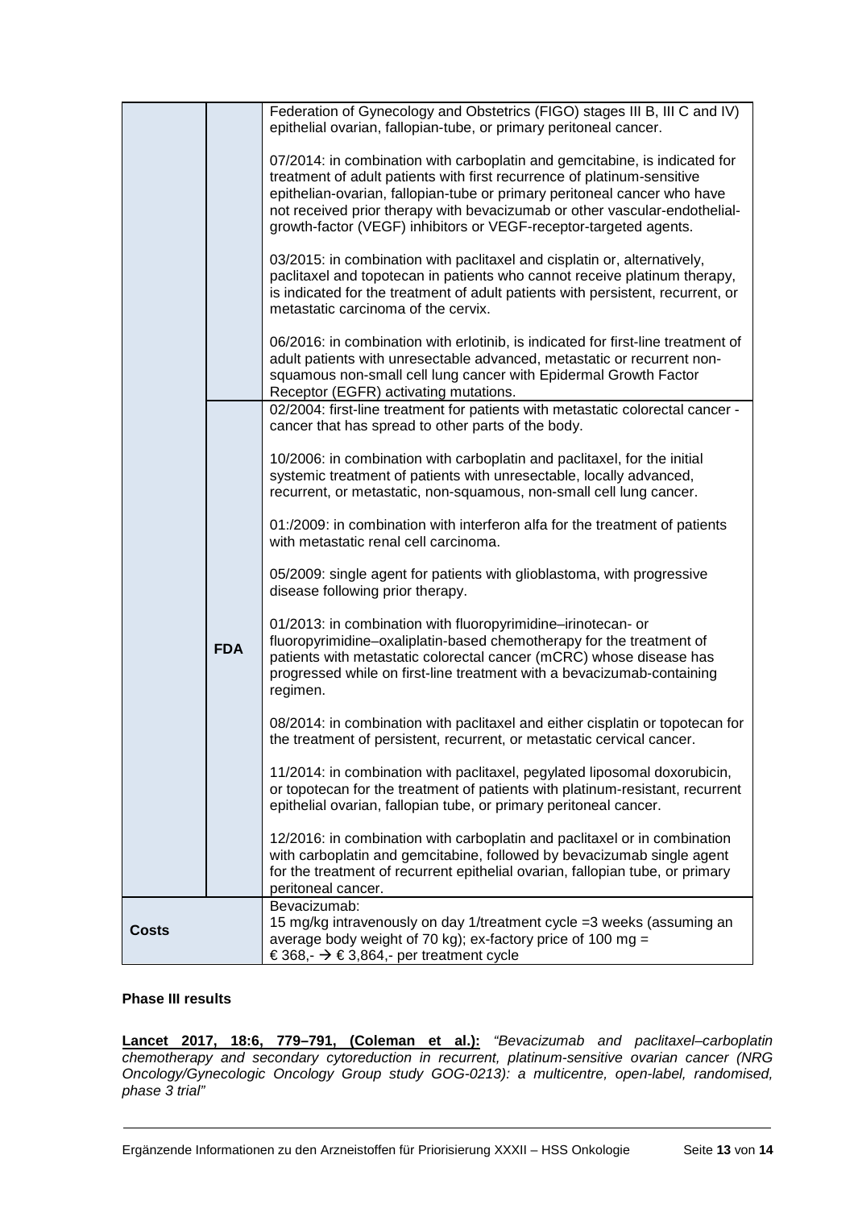| | | |
|---|---|---|
| | | Federation of Gynecology and Obstetrics (FIGO) stages III B, III C and IV) epithelial ovarian, fallopian-tube, or primary peritoneal cancer.<br><br>07/2014: in combination with carboplatin and gemcitabine, is indicated for treatment of adult patients with first recurrence of platinum-sensitive epithelian-ovarian, fallopian-tube or primary peritoneal cancer who have not received prior therapy with bevacizumab or other vascular-endothelial-growth-factor (VEGF) inhibitors or VEGF-receptor-targeted agents.<br><br>03/2015: in combination with paclitaxel and cisplatin or, alternatively, paclitaxel and topotecan in patients who cannot receive platinum therapy, is indicated for the treatment of adult patients with persistent, recurrent, or metastatic carcinoma of the cervix.<br><br>06/2016: in combination with erlotinib, is indicated for first-line treatment of adult patients with unresectable advanced, metastatic or recurrent non-squamous non-small cell lung cancer with Epidermal Growth Factor Receptor (EGFR) activating mutations. |
| | **FDA** | 02/2004: first-line treatment for patients with metastatic colorectal cancer - cancer that has spread to other parts of the body.<br><br>10/2006: in combination with carboplatin and paclitaxel, for the initial systemic treatment of patients with unresectable, locally advanced, recurrent, or metastatic, non-squamous, non-small cell lung cancer.<br><br>01:/2009: in combination with interferon alfa for the treatment of patients with metastatic renal cell carcinoma.<br><br>05/2009: single agent for patients with glioblastoma, with progressive disease following prior therapy.<br><br>01/2013: in combination with fluoropyrimidine–irinotecan- or fluoropyrimidine–oxaliplatin-based chemotherapy for the treatment of patients with metastatic colorectal cancer (mCRC) whose disease has progressed while on first-line treatment with a bevacizumab-containing regimen.<br><br>08/2014: in combination with paclitaxel and either cisplatin or topotecan for the treatment of persistent, recurrent, or metastatic cervical cancer.<br><br>11/2014: in combination with paclitaxel, pegylated liposomal doxorubicin, or topotecan for the treatment of patients with platinum-resistant, recurrent epithelial ovarian, fallopian tube, or primary peritoneal cancer.<br><br>12/2016: in combination with carboplatin and paclitaxel or in combination with carboplatin and gemcitabine, followed by bevacizumab single agent for the treatment of recurrent epithelial ovarian, fallopian tube, or primary peritoneal cancer. |
| **Costs** | | Bevacizumab:<br>15 mg/kg intravenously on day 1/treatment cycle =3 weeks (assuming an average body weight of 70 kg); ex-factory price of 100 mg = € 368,- → € 3,864,- per treatment cycle |

**Phase III results**

**Lancet 2017, 18:6, 779–791, (Coleman et al.):** *"Bevacizumab and paclitaxel–carboplatin chemotherapy and secondary cytoreduction in recurrent, platinum-sensitive ovarian cancer (NRG Oncology/Gynecologic Oncology Group study GOG-0213): a multicentre, open-label, randomised, phase 3 trial"*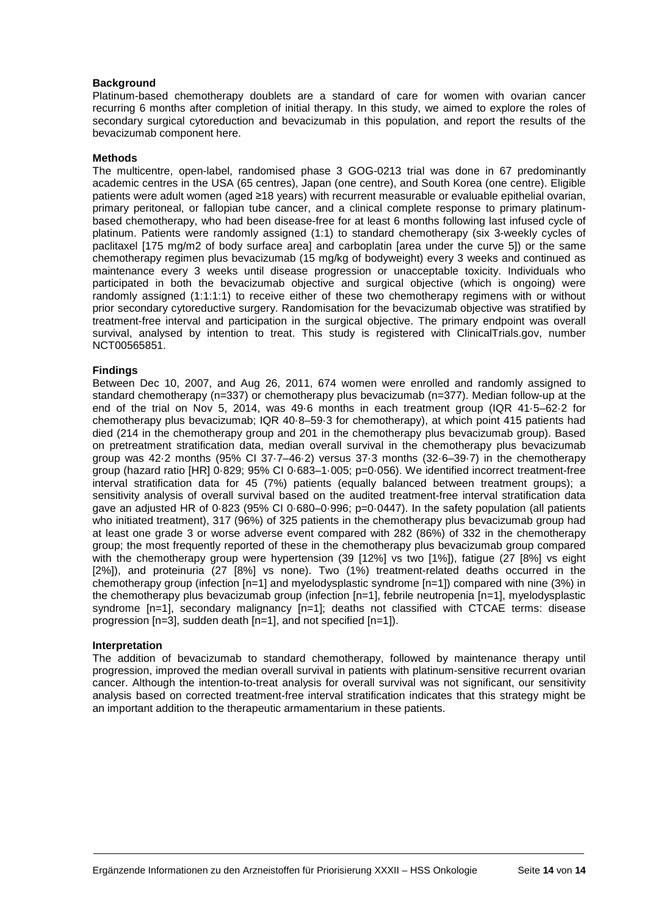**Background**

Platinum-based chemotherapy doublets are a standard of care for women with ovarian cancer recurring 6 months after completion of initial therapy. In this study, we aimed to explore the roles of secondary surgical cytoreduction and bevacizumab in this population, and report the results of the bevacizumab component here.

**Methods**

The multicentre, open-label, randomised phase 3 GOG-0213 trial was done in 67 predominantly academic centres in the USA (65 centres), Japan (one centre), and South Korea (one centre). Eligible patients were adult women (aged ≥18 years) with recurrent measurable or evaluable epithelial ovarian, primary peritoneal, or fallopian tube cancer, and a clinical complete response to primary platinum-based chemotherapy, who had been disease-free for at least 6 months following last infused cycle of platinum. Patients were randomly assigned (1:1) to standard chemotherapy (six 3-weekly cycles of paclitaxel [175 mg/m2 of body surface area] and carboplatin [area under the curve 5]) or the same chemotherapy regimen plus bevacizumab (15 mg/kg of bodyweight) every 3 weeks and continued as maintenance every 3 weeks until disease progression or unacceptable toxicity. Individuals who participated in both the bevacizumab objective and surgical objective (which is ongoing) were randomly assigned (1:1:1:1) to receive either of these two chemotherapy regimens with or without prior secondary cytoreductive surgery. Randomisation for the bevacizumab objective was stratified by treatment-free interval and participation in the surgical objective. The primary endpoint was overall survival, analysed by intention to treat. This study is registered with ClinicalTrials.gov, number NCT00565851.

**Findings**

Between Dec 10, 2007, and Aug 26, 2011, 674 women were enrolled and randomly assigned to standard chemotherapy (n=337) or chemotherapy plus bevacizumab (n=377). Median follow-up at the end of the trial on Nov 5, 2014, was 49·6 months in each treatment group (IQR 41·5–62·2 for chemotherapy plus bevacizumab; IQR 40·8–59·3 for chemotherapy), at which point 415 patients had died (214 in the chemotherapy group and 201 in the chemotherapy plus bevacizumab group). Based on pretreatment stratification data, median overall survival in the chemotherapy plus bevacizumab group was 42·2 months (95% CI 37·7–46·2) versus 37·3 months (32·6–39·7) in the chemotherapy group (hazard ratio [HR] 0·829; 95% CI 0·683–1·005; p=0·056). We identified incorrect treatment-free interval stratification data for 45 (7%) patients (equally balanced between treatment groups); a sensitivity analysis of overall survival based on the audited treatment-free interval stratification data gave an adjusted HR of 0·823 (95% CI 0·680–0·996; p=0·0447). In the safety population (all patients who initiated treatment), 317 (96%) of 325 patients in the chemotherapy plus bevacizumab group had at least one grade 3 or worse adverse event compared with 282 (86%) of 332 in the chemotherapy group; the most frequently reported of these in the chemotherapy plus bevacizumab group compared with the chemotherapy group were hypertension (39 [12%] vs two [1%]), fatigue (27 [8%] vs eight [2%]), and proteinuria (27 [8%] vs none). Two (1%) treatment-related deaths occurred in the chemotherapy group (infection [n=1] and myelodysplastic syndrome [n=1]) compared with nine (3%) in the chemotherapy plus bevacizumab group (infection [n=1], febrile neutropenia [n=1], myelodysplastic syndrome [n=1], secondary malignancy [n=1]; deaths not classified with CTCAE terms: disease progression [n=3], sudden death [n=1], and not specified [n=1]).

**Interpretation**

The addition of bevacizumab to standard chemotherapy, followed by maintenance therapy until progression, improved the median overall survival in patients with platinum-sensitive recurrent ovarian cancer. Although the intention-to-treat analysis for overall survival was not significant, our sensitivity analysis based on corrected treatment-free interval stratification indicates that this strategy might be an important addition to the therapeutic armamentarium in these patients.